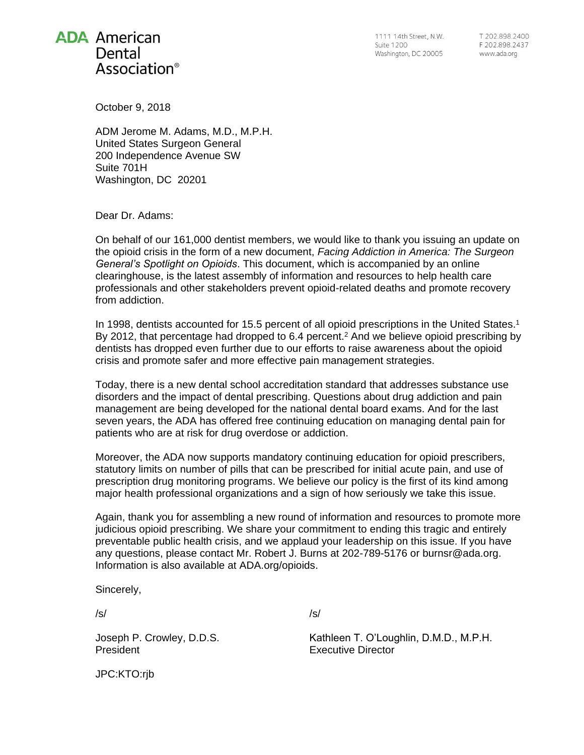**ADA American Dental Association®**

1111 14th Street, N.W.
Suite 1200
Washington, DC 20005

T 202.898.2400
F 202.898.2437
www.ada.org

October 9, 2018

ADM Jerome M. Adams, M.D., M.P.H.
United States Surgeon General
200 Independence Avenue SW
Suite 701H
Washington, DC 20201

Dear Dr. Adams:

On behalf of our 161,000 dentist members, we would like to thank you issuing an update on the opioid crisis in the form of a new document, *Facing Addiction in America: The Surgeon General's Spotlight on Opioids*. This document, which is accompanied by an online clearinghouse, is the latest assembly of information and resources to help health care professionals and other stakeholders prevent opioid-related deaths and promote recovery from addiction.

In 1998, dentists accounted for 15.5 percent of all opioid prescriptions in the United States.[1] By 2012, that percentage had dropped to 6.4 percent.[2] And we believe opioid prescribing by dentists has dropped even further due to our efforts to raise awareness about the opioid crisis and promote safer and more effective pain management strategies.

Today, there is a new dental school accreditation standard that addresses substance use disorders and the impact of dental prescribing. Questions about drug addiction and pain management are being developed for the national dental board exams. And for the last seven years, the ADA has offered free continuing education on managing dental pain for patients who are at risk for drug overdose or addiction.

Moreover, the ADA now supports mandatory continuing education for opioid prescribers, statutory limits on number of pills that can be prescribed for initial acute pain, and use of prescription drug monitoring programs. We believe our policy is the first of its kind among major health professional organizations and a sign of how seriously we take this issue.

Again, thank you for assembling a new round of information and resources to promote more judicious opioid prescribing. We share your commitment to ending this tragic and entirely preventable public health crisis, and we applaud your leadership on this issue. If you have any questions, please contact Mr. Robert J. Burns at 202-789-5176 or burnsr@ada.org. Information is also available at ADA.org/opioids.

Sincerely,

/s/

Joseph P. Crowley, D.D.S.
President

/s/

Kathleen T. O'Loughlin, D.M.D., M.P.H.
Executive Director

JPC:KTO:rjb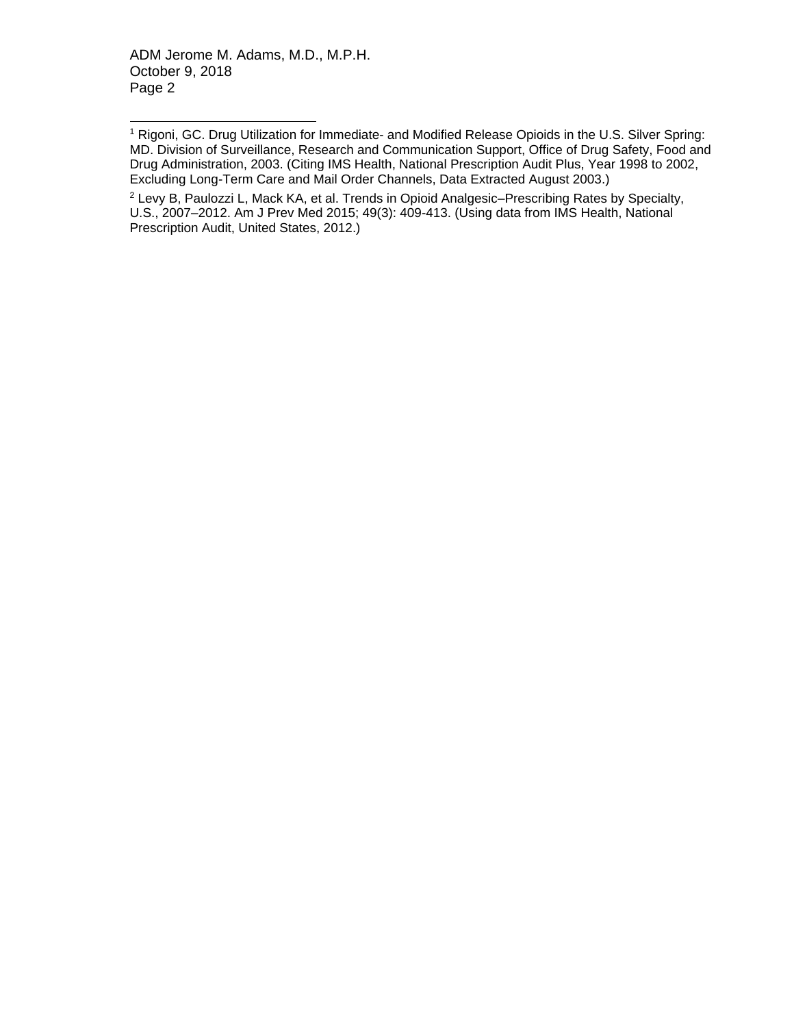[1] Rigoni, GC. Drug Utilization for Immediate- and Modified Release Opioids in the U.S. Silver Spring: MD. Division of Surveillance, Research and Communication Support, Office of Drug Safety, Food and Drug Administration, 2003. (Citing IMS Health, National Prescription Audit Plus, Year 1998 to 2002, Excluding Long-Term Care and Mail Order Channels, Data Extracted August 2003.)

[2] Levy B, Paulozzi L, Mack KA, et al. Trends in Opioid Analgesic–Prescribing Rates by Specialty, U.S., 2007–2012. Am J Prev Med 2015; 49(3): 409-413. (Using data from IMS Health, National Prescription Audit, United States, 2012.)